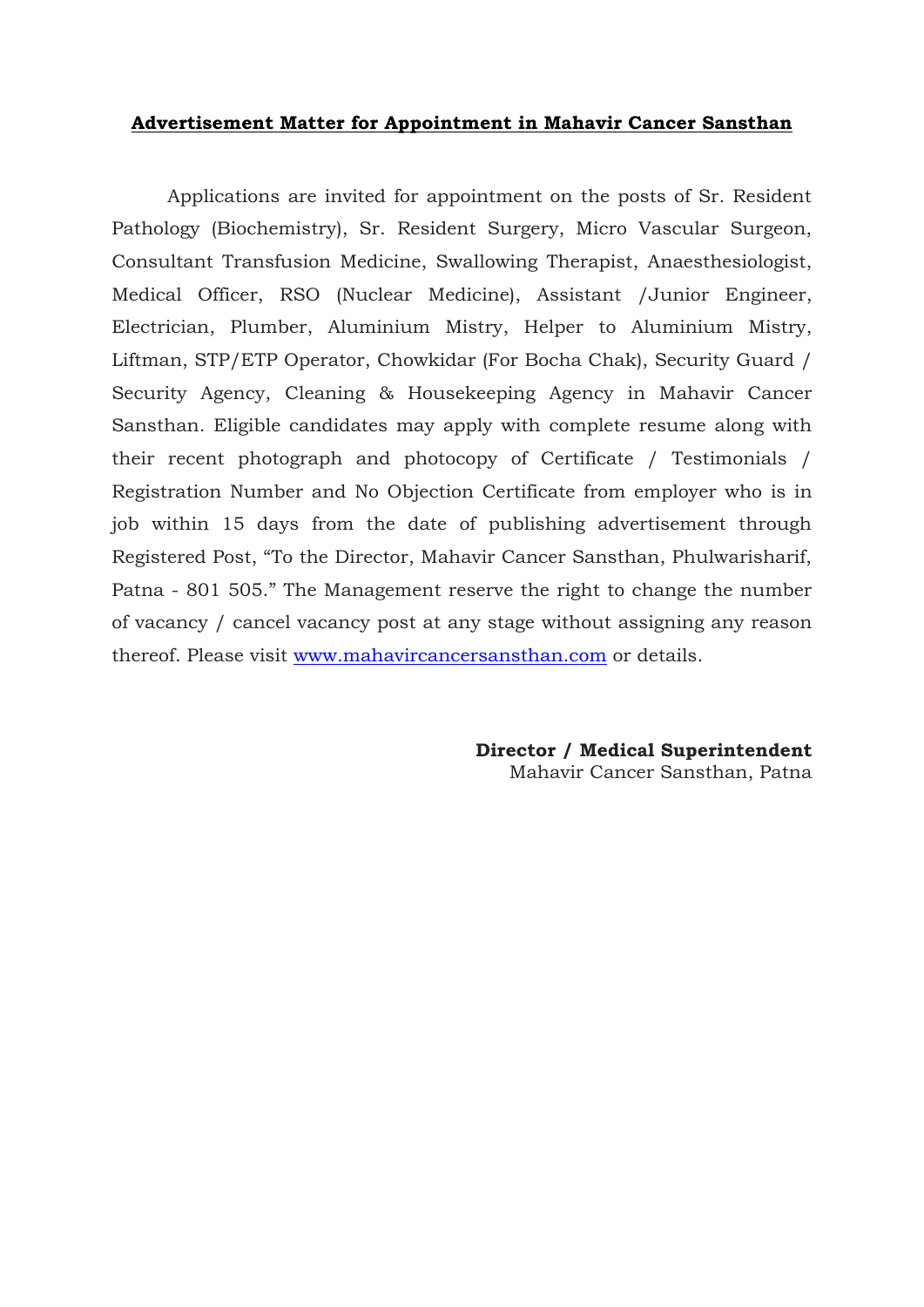**Advertisement Matter for Appointment in Mahavir Cancer Sansthan**

Applications are invited for appointment on the posts of Sr. Resident Pathology (Biochemistry), Sr. Resident Surgery, Micro Vascular Surgeon, Consultant Transfusion Medicine, Swallowing Therapist, Anaesthesiologist, Medical Officer, RSO (Nuclear Medicine), Assistant /Junior Engineer, Electrician, Plumber, Aluminium Mistry, Helper to Aluminium Mistry, Liftman, STP/ETP Operator, Chowkidar (For Bocha Chak), Security Guard / Security Agency, Cleaning & Housekeeping Agency in Mahavir Cancer Sansthan. Eligible candidates may apply with complete resume along with their recent photograph and photocopy of Certificate / Testimonials / Registration Number and No Objection Certificate from employer who is in job within 15 days from the date of publishing advertisement through Registered Post, "To the Director, Mahavir Cancer Sansthan, Phulwarisharif, Patna - 801 505." The Management reserve the right to change the number of vacancy / cancel vacancy post at any stage without assigning any reason thereof. Please visit www.mahavircancersansthan.com or details.

**Director / Medical Superintendent**
Mahavir Cancer Sansthan, Patna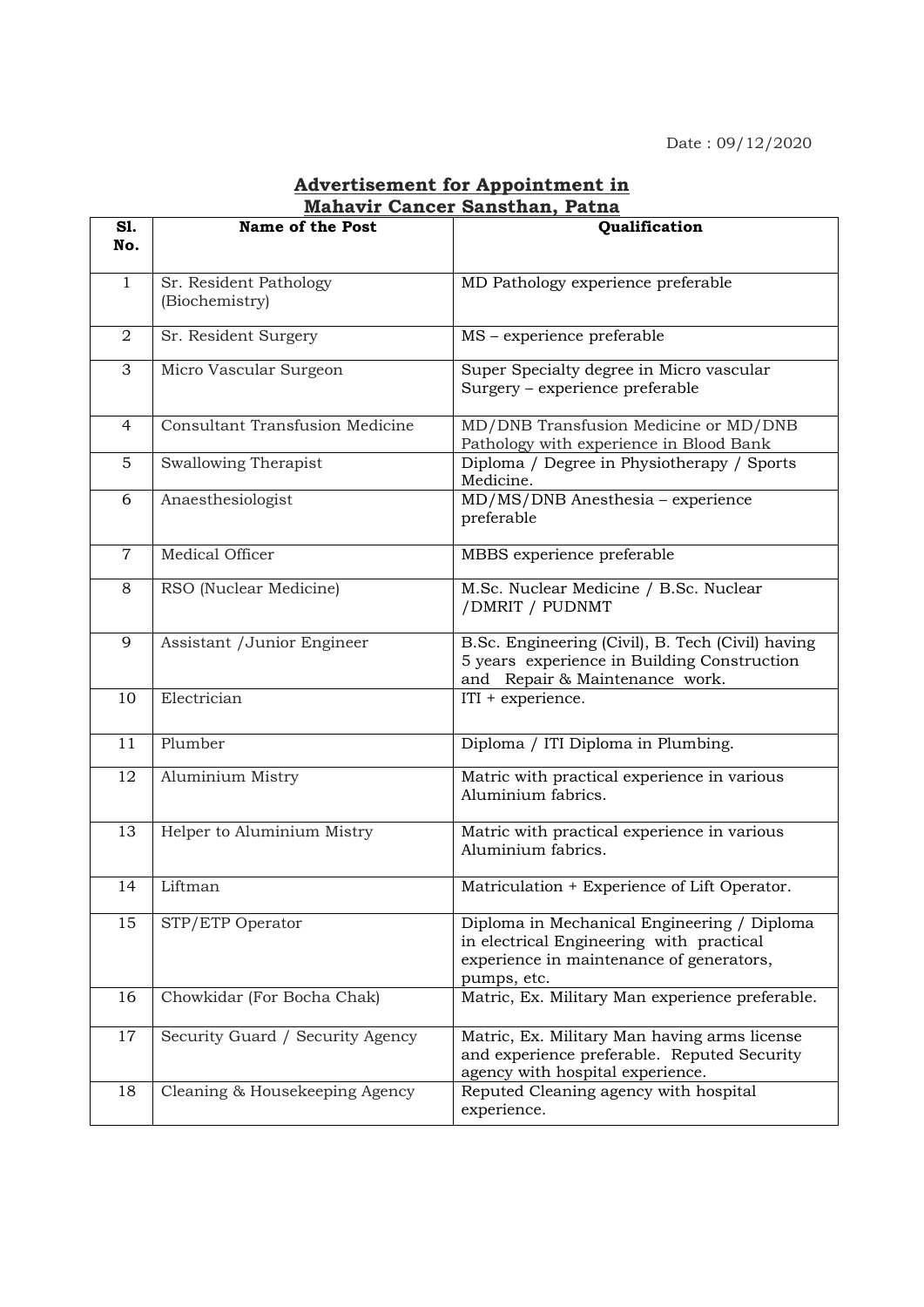Date : 09/12/2020

## Advertisement for Appointment in Mahavir Cancer Sansthan, Patna

| Sl. No. | Name of the Post | Qualification |
|---|---|---|
| 1 | Sr. Resident Pathology (Biochemistry) | MD Pathology experience preferable |
| 2 | Sr. Resident Surgery | MS – experience preferable |
| 3 | Micro Vascular Surgeon | Super Specialty degree in Micro vascular Surgery – experience preferable |
| 4 | Consultant Transfusion Medicine | MD/DNB Transfusion Medicine or MD/DNB Pathology with experience in Blood Bank |
| 5 | Swallowing Therapist | Diploma / Degree in Physiotherapy / Sports Medicine. |
| 6 | Anaesthesiologist | MD/MS/DNB Anesthesia – experience preferable |
| 7 | Medical Officer | MBBS experience preferable |
| 8 | RSO (Nuclear Medicine) | M.Sc. Nuclear Medicine / B.Sc. Nuclear /DMRIT / PUDNMT |
| 9 | Assistant /Junior Engineer | B.Sc. Engineering (Civil), B. Tech (Civil) having 5 years experience in Building Construction and Repair & Maintenance work. |
| 10 | Electrician | ITI + experience. |
| 11 | Plumber | Diploma / ITI Diploma in Plumbing. |
| 12 | Aluminium Mistry | Matric with practical experience in various Aluminium fabrics. |
| 13 | Helper to Aluminium Mistry | Matric with practical experience in various Aluminium fabrics. |
| 14 | Liftman | Matriculation + Experience of Lift Operator. |
| 15 | STP/ETP Operator | Diploma in Mechanical Engineering / Diploma in electrical Engineering with practical experience in maintenance of generators, pumps, etc. |
| 16 | Chowkidar (For Bocha Chak) | Matric, Ex. Military Man experience preferable. |
| 17 | Security Guard / Security Agency | Matric, Ex. Military Man having arms license and experience preferable. Reputed Security agency with hospital experience. |
| 18 | Cleaning & Housekeeping Agency | Reputed Cleaning agency with hospital experience. |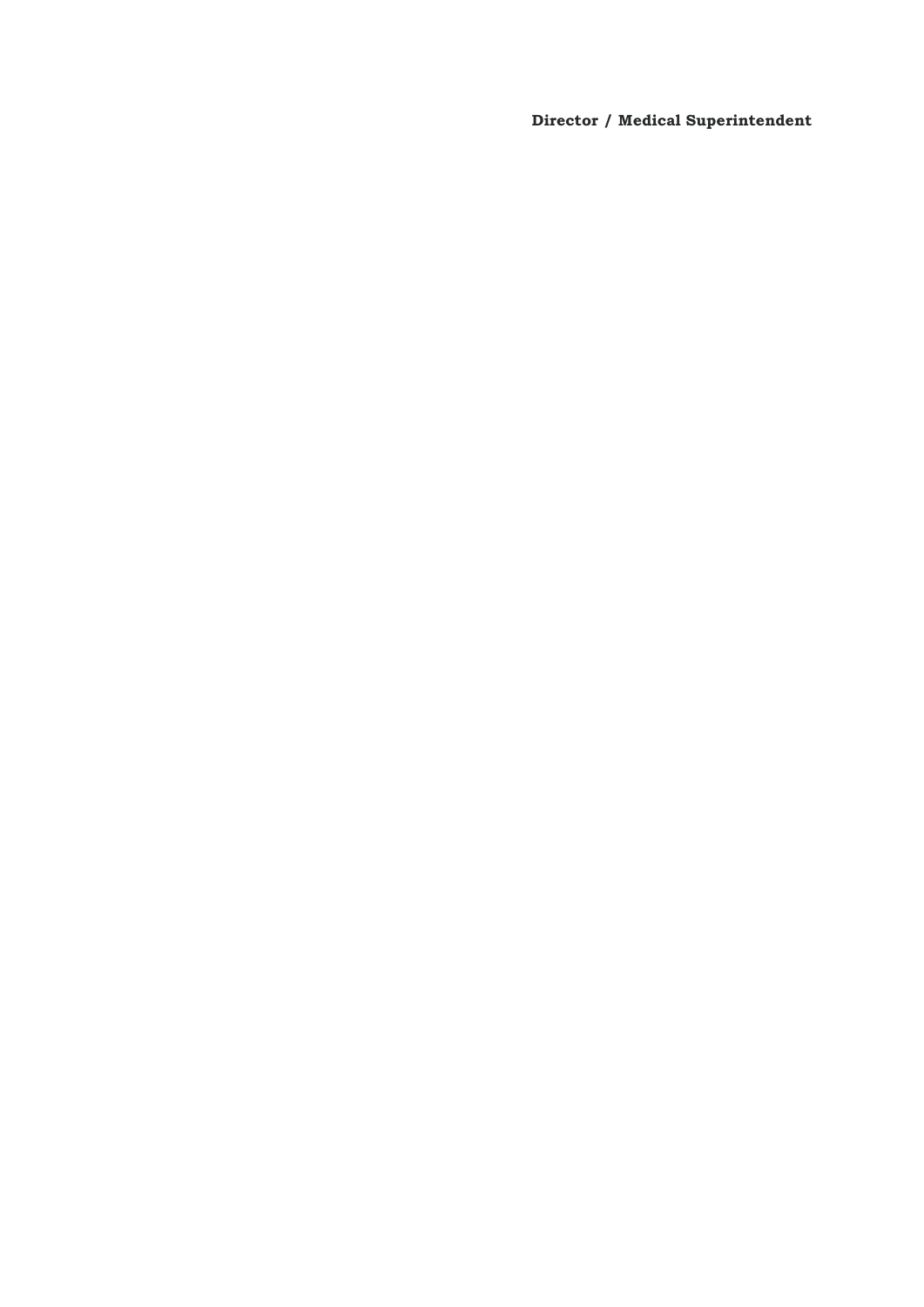**Director / Medical Superintendent**